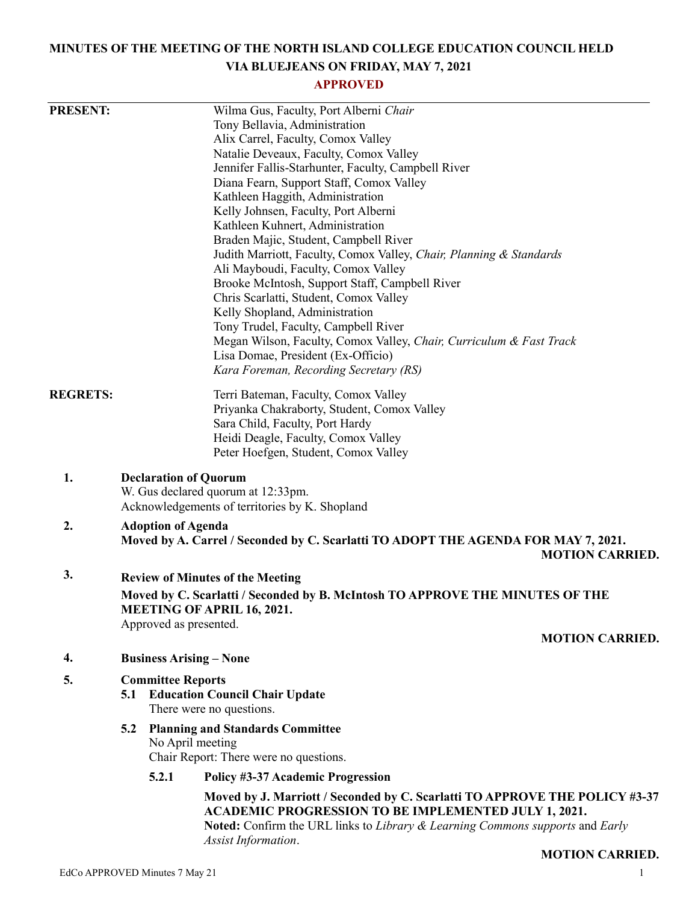# MINUTES OF THE MEETING OF THE NORTH ISLAND COLLEGE EDUCATION COUNCIL HELD VIA BLUEJEANS ON FRIDAY, MAY 7, 2021

**APPROVED**

**PRESENT:**

Wilma Gus, Faculty, Port Alberni *Chair*
Tony Bellavia, Administration
Alix Carrel, Faculty, Comox Valley
Natalie Deveaux, Faculty, Comox Valley
Jennifer Fallis-Starhunter, Faculty, Campbell River
Diana Fearn, Support Staff, Comox Valley
Kathleen Haggith, Administration
Kelly Johnsen, Faculty, Port Alberni
Kathleen Kuhnert, Administration
Braden Majic, Student, Campbell River
Judith Marriott, Faculty, Comox Valley, *Chair, Planning & Standards*
Ali Mayboudi, Faculty, Comox Valley
Brooke McIntosh, Support Staff, Campbell River
Chris Scarlatti, Student, Comox Valley
Kelly Shopland, Administration
Tony Trudel, Faculty, Campbell River
Megan Wilson, Faculty, Comox Valley, *Chair, Curriculum & Fast Track*
Lisa Domae, President (Ex-Officio)
*Kara Foreman, Recording Secretary (RS)*

**REGRETS:**

Terri Bateman, Faculty, Comox Valley
Priyanka Chakraborty, Student, Comox Valley
Sara Child, Faculty, Port Hardy
Heidi Deagle, Faculty, Comox Valley
Peter Hoefgen, Student, Comox Valley

**1. Declaration of Quorum**

W. Gus declared quorum at 12:33pm.
Acknowledgements of territories by K. Shopland

**2. Adoption of Agenda**

**Moved by A. Carrel / Seconded by C. Scarlatti TO ADOPT THE AGENDA FOR MAY 7, 2021.**

**MOTION CARRIED.**

**3. Review of Minutes of the Meeting**

**Moved by C. Scarlatti / Seconded by B. McIntosh TO APPROVE THE MINUTES OF THE MEETING OF APRIL 16, 2021.**
Approved as presented.

**MOTION CARRIED.**

**4. Business Arising – None**

**5. Committee Reports**

**5.1 Education Council Chair Update**
There were no questions.

**5.2 Planning and Standards Committee**
No April meeting
Chair Report: There were no questions.

**5.2.1 Policy #3-37 Academic Progression**

**Moved by J. Marriott / Seconded by C. Scarlatti TO APPROVE THE POLICY #3-37 ACADEMIC PROGRESSION TO BE IMPLEMENTED JULY 1, 2021.**
**Noted:** Confirm the URL links to *Library & Learning Commons supports* and *Early Assist Information*.

**MOTION CARRIED.**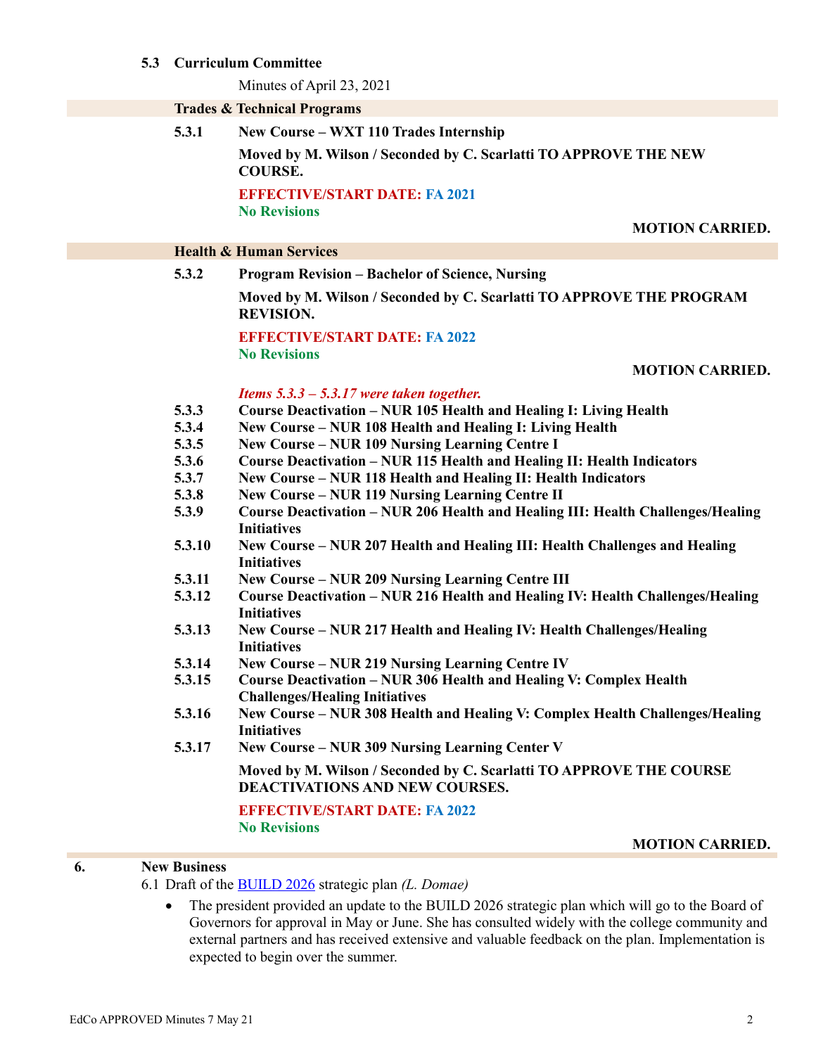### 5.3 Curriculum Committee

Minutes of April 23, 2021

**Trades & Technical Programs**

**5.3.1 New Course – WXT 110 Trades Internship**

**Moved by M. Wilson / Seconded by C. Scarlatti TO APPROVE THE NEW COURSE.**

**EFFECTIVE/START DATE: FA 2021**
**No Revisions**

**MOTION CARRIED.**

**Health & Human Services**

**5.3.2 Program Revision – Bachelor of Science, Nursing**

**Moved by M. Wilson / Seconded by C. Scarlatti TO APPROVE THE PROGRAM REVISION.**

**EFFECTIVE/START DATE: FA 2022**
**No Revisions**

**MOTION CARRIED.**

***Items 5.3.3 – 5.3.17 were taken together.***

**5.3.3 Course Deactivation – NUR 105 Health and Healing I: Living Health**
**5.3.4 New Course – NUR 108 Health and Healing I: Living Health**
**5.3.5 New Course – NUR 109 Nursing Learning Centre I**
**5.3.6 Course Deactivation – NUR 115 Health and Healing II: Health Indicators**
**5.3.7 New Course – NUR 118 Health and Healing II: Health Indicators**
**5.3.8 New Course – NUR 119 Nursing Learning Centre II**
**5.3.9 Course Deactivation – NUR 206 Health and Healing III: Health Challenges/Healing Initiatives**
**5.3.10 New Course – NUR 207 Health and Healing III: Health Challenges and Healing Initiatives**
**5.3.11 New Course – NUR 209 Nursing Learning Centre III**
**5.3.12 Course Deactivation – NUR 216 Health and Healing IV: Health Challenges/Healing Initiatives**
**5.3.13 New Course – NUR 217 Health and Healing IV: Health Challenges/Healing Initiatives**
**5.3.14 New Course – NUR 219 Nursing Learning Centre IV**
**5.3.15 Course Deactivation – NUR 306 Health and Healing V: Complex Health Challenges/Healing Initiatives**
**5.3.16 New Course – NUR 308 Health and Healing V: Complex Health Challenges/Healing Initiatives**
**5.3.17 New Course – NUR 309 Nursing Learning Center V**

**Moved by M. Wilson / Seconded by C. Scarlatti TO APPROVE THE COURSE DEACTIVATIONS AND NEW COURSES.**

**EFFECTIVE/START DATE: FA 2022**
**No Revisions**

**MOTION CARRIED.**

## 6. New Business

6.1 Draft of the BUILD 2026 strategic plan *(L. Domae)*

- The president provided an update to the BUILD 2026 strategic plan which will go to the Board of Governors for approval in May or June. She has consulted widely with the college community and external partners and has received extensive and valuable feedback on the plan. Implementation is expected to begin over the summer.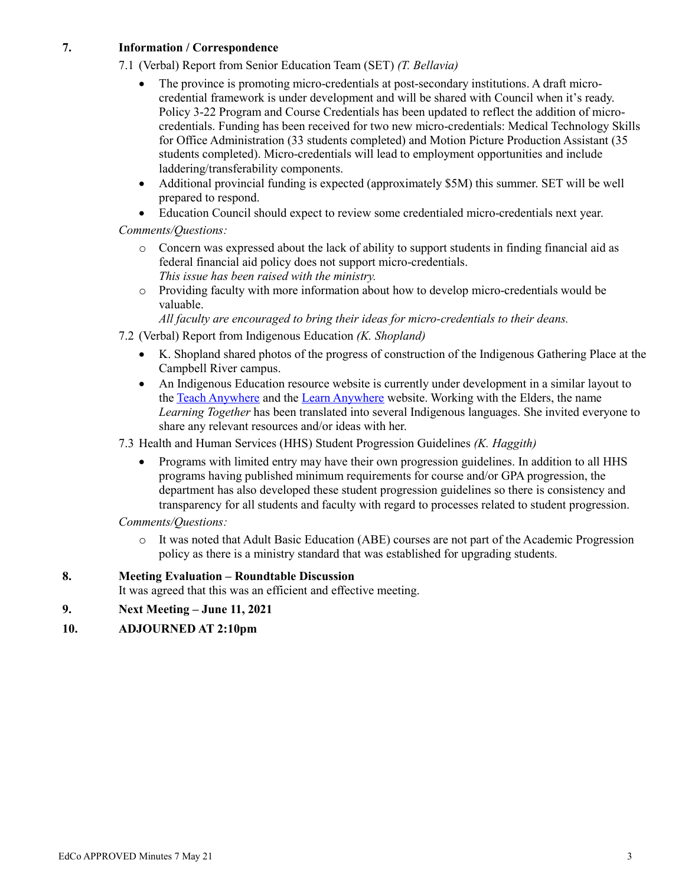## 7. Information / Correspondence

7.1 (Verbal) Report from Senior Education Team (SET) *(T. Bellavia)*

- The province is promoting micro-credentials at post-secondary institutions. A draft micro-credential framework is under development and will be shared with Council when it's ready. Policy 3-22 Program and Course Credentials has been updated to reflect the addition of micro-credentials. Funding has been received for two new micro-credentials: Medical Technology Skills for Office Administration (33 students completed) and Motion Picture Production Assistant (35 students completed). Micro-credentials will lead to employment opportunities and include laddering/transferability components.
- Additional provincial funding is expected (approximately $5M) this summer. SET will be well prepared to respond.
- Education Council should expect to review some credentialed micro-credentials next year.

*Comments/Questions:*

- Concern was expressed about the lack of ability to support students in finding financial aid as federal financial aid policy does not support micro-credentials.
  *This issue has been raised with the ministry.*
- Providing faculty with more information about how to develop micro-credentials would be valuable.
  *All faculty are encouraged to bring their ideas for micro-credentials to their deans.*

7.2 (Verbal) Report from Indigenous Education *(K. Shopland)*

- K. Shopland shared photos of the progress of construction of the Indigenous Gathering Place at the Campbell River campus.
- An Indigenous Education resource website is currently under development in a similar layout to the Teach Anywhere and the Learn Anywhere website. Working with the Elders, the name *Learning Together* has been translated into several Indigenous languages. She invited everyone to share any relevant resources and/or ideas with her.

7.3 Health and Human Services (HHS) Student Progression Guidelines *(K. Haggith)*

- Programs with limited entry may have their own progression guidelines. In addition to all HHS programs having published minimum requirements for course and/or GPA progression, the department has also developed these student progression guidelines so there is consistency and transparency for all students and faculty with regard to processes related to student progression.

*Comments/Questions:*

- It was noted that Adult Basic Education (ABE) courses are not part of the Academic Progression policy as there is a ministry standard that was established for upgrading students.

## 8. Meeting Evaluation – Roundtable Discussion

It was agreed that this was an efficient and effective meeting.

## 9. Next Meeting – June 11, 2021

## 10. ADJOURNED AT 2:10pm